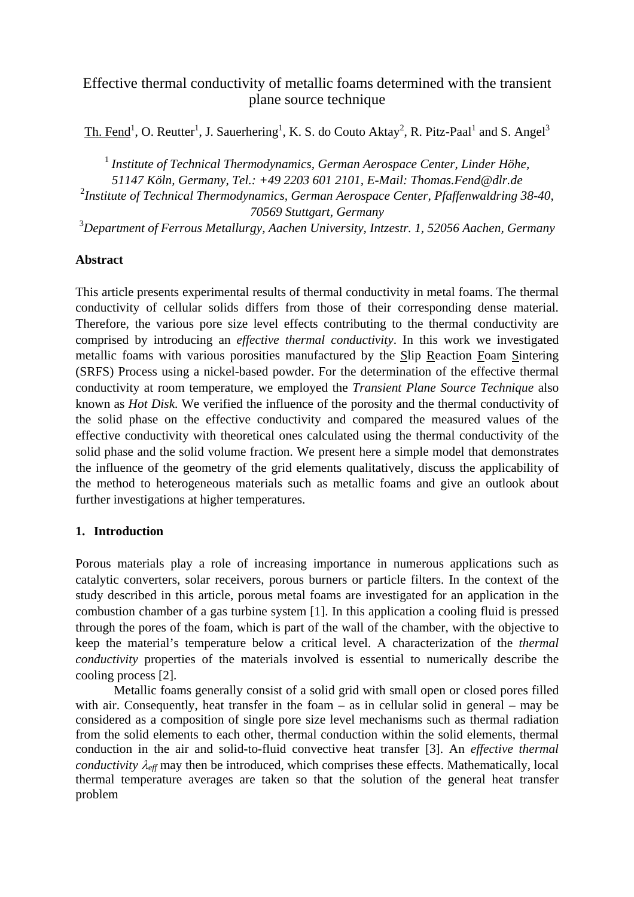# Effective thermal conductivity of metallic foams determined with the transient plane source technique

Th. Fend[1], O. Reutter[1], J. Sauerhering[1], K. S. do Couto Aktay[2], R. Pitz-Paal[1] and S. Angel[3]

[1] *Institute of Technical Thermodynamics, German Aerospace Center, Linder Höhe, 51147 Köln, Germany, Tel.: +49 2203 601 2101, E-Mail: Thomas.Fend@dlr.de*

[2] *Institute of Technical Thermodynamics, German Aerospace Center, Pfaffenwaldring 38-40, 70569 Stuttgart, Germany*

[3] *Department of Ferrous Metallurgy, Aachen University, Intzestr. 1, 52056 Aachen, Germany*

## Abstract

This article presents experimental results of thermal conductivity in metal foams. The thermal conductivity of cellular solids differs from those of their corresponding dense material. Therefore, the various pore size level effects contributing to the thermal conductivity are comprised by introducing an *effective thermal conductivity*. In this work we investigated metallic foams with various porosities manufactured by the Slip Reaction Foam Sintering (SRFS) Process using a nickel-based powder. For the determination of the effective thermal conductivity at room temperature, we employed the *Transient Plane Source Technique* also known as *Hot Disk*. We verified the influence of the porosity and the thermal conductivity of the solid phase on the effective conductivity and compared the measured values of the effective conductivity with theoretical ones calculated using the thermal conductivity of the solid phase and the solid volume fraction. We present here a simple model that demonstrates the influence of the geometry of the grid elements qualitatively, discuss the applicability of the method to heterogeneous materials such as metallic foams and give an outlook about further investigations at higher temperatures.

## 1. Introduction

Porous materials play a role of increasing importance in numerous applications such as catalytic converters, solar receivers, porous burners or particle filters. In the context of the study described in this article, porous metal foams are investigated for an application in the combustion chamber of a gas turbine system [1]. In this application a cooling fluid is pressed through the pores of the foam, which is part of the wall of the chamber, with the objective to keep the material's temperature below a critical level. A characterization of the *thermal conductivity* properties of the materials involved is essential to numerically describe the cooling process [2].

Metallic foams generally consist of a solid grid with small open or closed pores filled with air. Consequently, heat transfer in the foam – as in cellular solid in general – may be considered as a composition of single pore size level mechanisms such as thermal radiation from the solid elements to each other, thermal conduction within the solid elements, thermal conduction in the air and solid-to-fluid convective heat transfer [3]. An *effective thermal conductivity* $\lambda_{eff}$ may then be introduced, which comprises these effects. Mathematically, local thermal temperature averages are taken so that the solution of the general heat transfer problem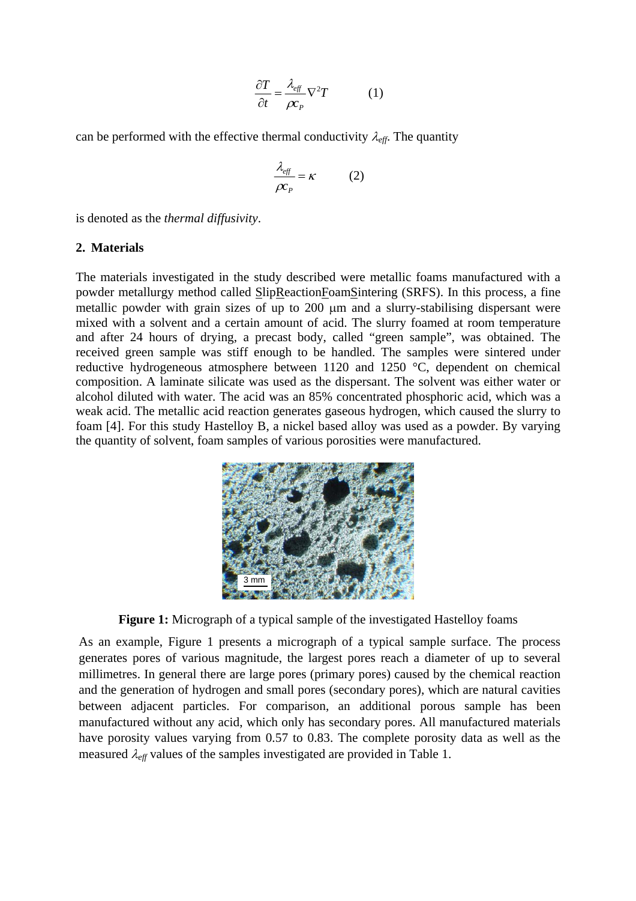$$\frac{\partial T}{\partial t} = \frac{\lambda_{eff}}{\rho c_P} \nabla^2 T \qquad (1)$$

can be performed with the effective thermal conductivity $\lambda_{eff}$. The quantity

$$\frac{\lambda_{eff}}{\rho c_P} = \kappa \qquad (2)$$

is denoted as the *thermal diffusivity*.

## 2. Materials

The materials investigated in the study described were metallic foams manufactured with a powder metallurgy method called SlipReactionFoamSintering (SRFS). In this process, a fine metallic powder with grain sizes of up to 200 μm and a slurry-stabilising dispersant were mixed with a solvent and a certain amount of acid. The slurry foamed at room temperature and after 24 hours of drying, a precast body, called "green sample", was obtained. The received green sample was stiff enough to be handled. The samples were sintered under reductive hydrogeneous atmosphere between 1120 and 1250 °C, dependent on chemical composition. A laminate silicate was used as the dispersant. The solvent was either water or alcohol diluted with water. The acid was an 85% concentrated phosphoric acid, which was a weak acid. The metallic acid reaction generates gaseous hydrogen, which caused the slurry to foam [4]. For this study Hastelloy B, a nickel based alloy was used as a powder. By varying the quantity of solvent, foam samples of various porosities were manufactured.

**Figure 1:** Micrograph of a typical sample of the investigated Hastelloy foams

As an example, Figure 1 presents a micrograph of a typical sample surface. The process generates pores of various magnitude, the largest pores reach a diameter of up to several millimetres. In general there are large pores (primary pores) caused by the chemical reaction and the generation of hydrogen and small pores (secondary pores), which are natural cavities between adjacent particles. For comparison, an additional porous sample has been manufactured without any acid, which only has secondary pores. All manufactured materials have porosity values varying from 0.57 to 0.83. The complete porosity data as well as the measured $\lambda_{eff}$ values of the samples investigated are provided in Table 1.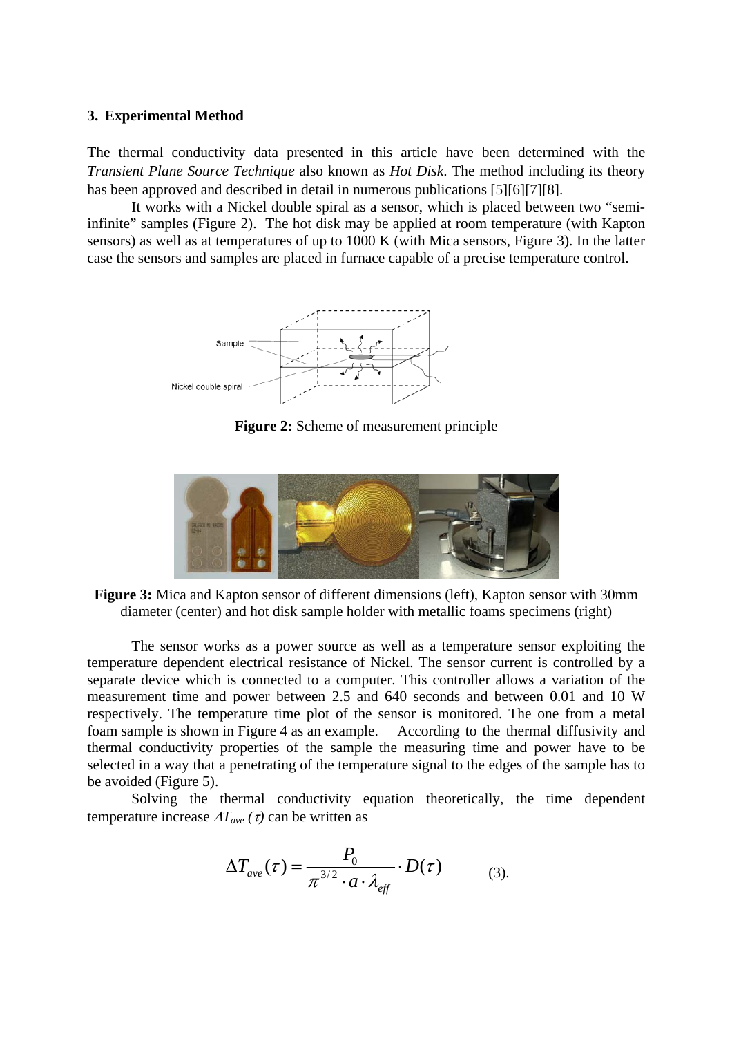### 3. Experimental Method

The thermal conductivity data presented in this article have been determined with the *Transient Plane Source Technique* also known as *Hot Disk*. The method including its theory has been approved and described in detail in numerous publications [5][6][7][8].

It works with a Nickel double spiral as a sensor, which is placed between two "semi-infinite" samples (Figure 2). The hot disk may be applied at room temperature (with Kapton sensors) as well as at temperatures of up to 1000 K (with Mica sensors, Figure 3). In the latter case the sensors and samples are placed in furnace capable of a precise temperature control.

**Figure 2:** Scheme of measurement principle

**Figure 3:** Mica and Kapton sensor of different dimensions (left), Kapton sensor with 30mm diameter (center) and hot disk sample holder with metallic foams specimens (right)

The sensor works as a power source as well as a temperature sensor exploiting the temperature dependent electrical resistance of Nickel. The sensor current is controlled by a separate device which is connected to a computer. This controller allows a variation of the measurement time and power between 2.5 and 640 seconds and between 0.01 and 10 W respectively. The temperature time plot of the sensor is monitored. The one from a metal foam sample is shown in Figure 4 as an example. According to the thermal diffusivity and thermal conductivity properties of the sample the measuring time and power have to be selected in a way that a penetrating of the temperature signal to the edges of the sample has to be avoided (Figure 5).

Solving the thermal conductivity equation theoretically, the time dependent temperature increase $\Delta T_{ave}(\tau)$ can be written as

$$\Delta T_{ave}(\tau) = \frac{P_0}{\pi^{3/2} \cdot a \cdot \lambda_{eff}} \cdot D(\tau) \qquad (3).$$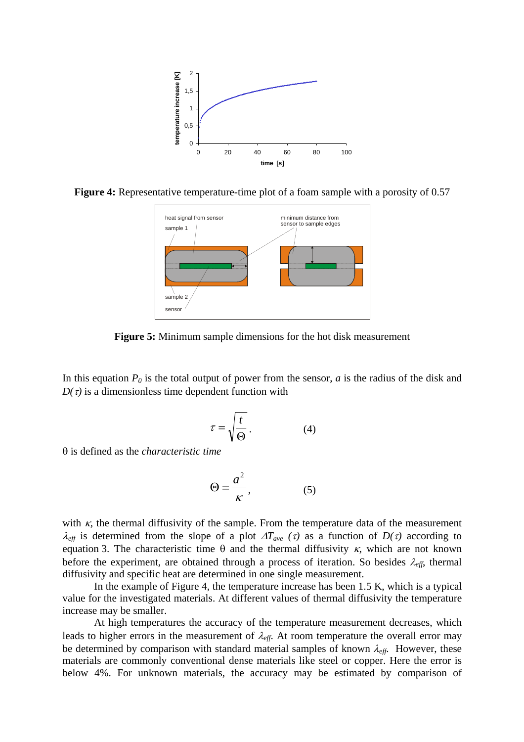**Figure 4:** Representative temperature-time plot of a foam sample with a porosity of 0.57

**Figure 5:** Minimum sample dimensions for the hot disk measurement

In this equation $P_0$ is the total output of power from the sensor, $a$ is the radius of the disk and $D(\tau)$ is a dimensionless time dependent function with

$$\tau = \sqrt{\frac{t}{\Theta}}. \qquad (4)$$

θ is defined as the *characteristic time*

$$\Theta = \frac{a^2}{\kappa}, \qquad (5)$$

with $\kappa$, the thermal diffusivity of the sample. From the temperature data of the measurement $\lambda_{eff}$ is determined from the slope of a plot $\Delta T_{ave}\ (\tau)$ as a function of $D(\tau)$ according to equation 3. The characteristic time θ and the thermal diffusivity $\kappa$, which are not known before the experiment, are obtained through a process of iteration. So besides $\lambda_{eff}$, thermal diffusivity and specific heat are determined in one single measurement.

In the example of Figure 4, the temperature increase has been 1.5 K, which is a typical value for the investigated materials. At different values of thermal diffusivity the temperature increase may be smaller.

At high temperatures the accuracy of the temperature measurement decreases, which leads to higher errors in the measurement of $\lambda_{eff}$. At room temperature the overall error may be determined by comparison with standard material samples of known $\lambda_{eff}$. However, these materials are commonly conventional dense materials like steel or copper. Here the error is below 4%. For unknown materials, the accuracy may be estimated by comparison of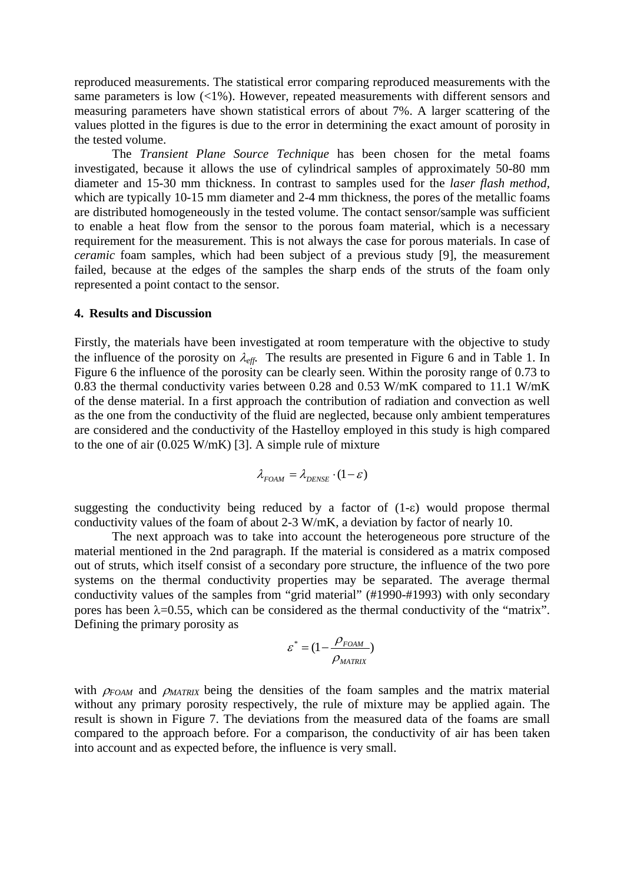reproduced measurements. The statistical error comparing reproduced measurements with the same parameters is low (<1%). However, repeated measurements with different sensors and measuring parameters have shown statistical errors of about 7%. A larger scattering of the values plotted in the figures is due to the error in determining the exact amount of porosity in the tested volume.

The *Transient Plane Source Technique* has been chosen for the metal foams investigated, because it allows the use of cylindrical samples of approximately 50-80 mm diameter and 15-30 mm thickness. In contrast to samples used for the *laser flash method*, which are typically 10-15 mm diameter and 2-4 mm thickness, the pores of the metallic foams are distributed homogeneously in the tested volume. The contact sensor/sample was sufficient to enable a heat flow from the sensor to the porous foam material, which is a necessary requirement for the measurement. This is not always the case for porous materials. In case of *ceramic* foam samples, which had been subject of a previous study [9], the measurement failed, because at the edges of the samples the sharp ends of the struts of the foam only represented a point contact to the sensor.

## 4. Results and Discussion

Firstly, the materials have been investigated at room temperature with the objective to study the influence of the porosity on $\lambda_{eff}$. The results are presented in Figure 6 and in Table 1. In Figure 6 the influence of the porosity can be clearly seen. Within the porosity range of 0.73 to 0.83 the thermal conductivity varies between 0.28 and 0.53 W/mK compared to 11.1 W/mK of the dense material. In a first approach the contribution of radiation and convection as well as the one from the conductivity of the fluid are neglected, because only ambient temperatures are considered and the conductivity of the Hastelloy employed in this study is high compared to the one of air (0.025 W/mK) [3]. A simple rule of mixture

$$\lambda_{FOAM} = \lambda_{DENSE} \cdot (1 - \varepsilon)$$

suggesting the conductivity being reduced by a factor of $(1-\varepsilon)$ would propose thermal conductivity values of the foam of about 2-3 W/mK, a deviation by factor of nearly 10.

The next approach was to take into account the heterogeneous pore structure of the material mentioned in the 2nd paragraph. If the material is considered as a matrix composed out of struts, which itself consist of a secondary pore structure, the influence of the two pore systems on the thermal conductivity properties may be separated. The average thermal conductivity values of the samples from “grid material” (#1990-#1993) with only secondary pores has been $\lambda$=0.55, which can be considered as the thermal conductivity of the “matrix”. Defining the primary porosity as

$$\varepsilon^{*} = (1 - \frac{\rho_{FOAM}}{\rho_{MATRIX}})$$

with $\rho_{FOAM}$ and $\rho_{MATRIX}$ being the densities of the foam samples and the matrix material without any primary porosity respectively, the rule of mixture may be applied again. The result is shown in Figure 7. The deviations from the measured data of the foams are small compared to the approach before. For a comparison, the conductivity of air has been taken into account and as expected before, the influence is very small.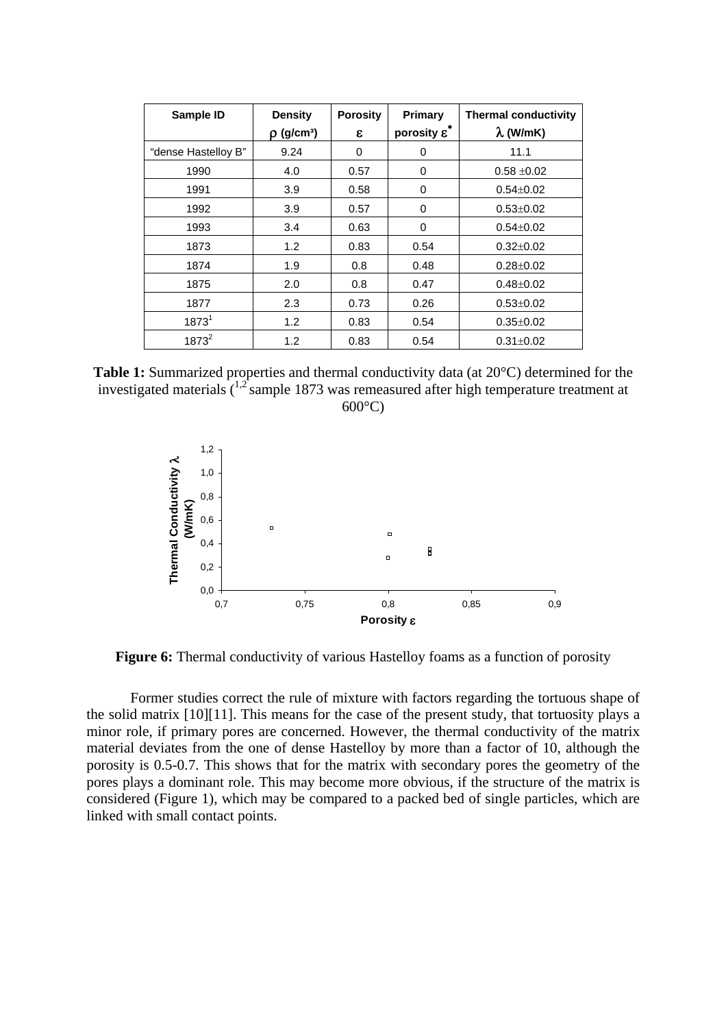| Sample ID | Density $\rho$ (g/cm³) | Porosity $\varepsilon$ | Primary porosity $\varepsilon^*$ | Thermal conductivity $\lambda$ (W/mK) |
|---|---|---|---|---|
| "dense Hastelloy B" | 9.24 | 0 | 0 | 11.1 |
| 1990 | 4.0 | 0.57 | 0 | 0.58 ±0.02 |
| 1991 | 3.9 | 0.58 | 0 | 0.54±0.02 |
| 1992 | 3.9 | 0.57 | 0 | 0.53±0.02 |
| 1993 | 3.4 | 0.63 | 0 | 0.54±0.02 |
| 1873 | 1.2 | 0.83 | 0.54 | 0.32±0.02 |
| 1874 | 1.9 | 0.8 | 0.48 | 0.28±0.02 |
| 1875 | 2.0 | 0.8 | 0.47 | 0.48±0.02 |
| 1877 | 2.3 | 0.73 | 0.26 | 0.53±0.02 |
| 1873[1] | 1.2 | 0.83 | 0.54 | 0.35±0.02 |
| 1873[2] | 1.2 | 0.83 | 0.54 | 0.31±0.02 |

**Table 1:** Summarized properties and thermal conductivity data (at 20°C) determined for the investigated materials ([1,2] sample 1873 was remeasured after high temperature treatment at 600°C)

**Figure 6:** Thermal conductivity of various Hastelloy foams as a function of porosity

Former studies correct the rule of mixture with factors regarding the tortuous shape of the solid matrix [10][11]. This means for the case of the present study, that tortuosity plays a minor role, if primary pores are concerned. However, the thermal conductivity of the matrix material deviates from the one of dense Hastelloy by more than a factor of 10, although the porosity is 0.5-0.7. This shows that for the matrix with secondary pores the geometry of the pores plays a dominant role. This may become more obvious, if the structure of the matrix is considered (Figure 1), which may be compared to a packed bed of single particles, which are linked with small contact points.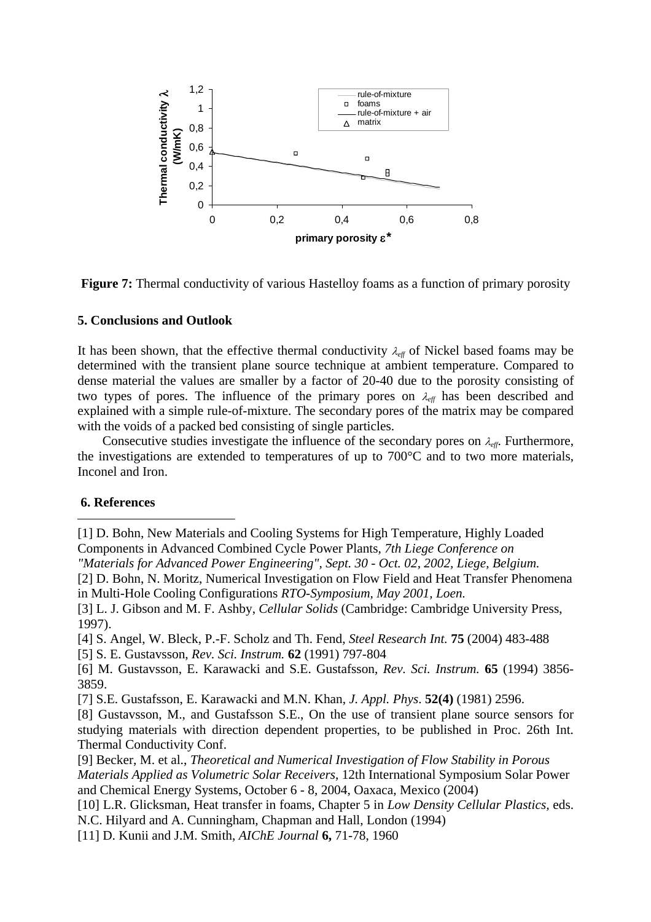1,2
1
0,8
0,6
0,4
0,2
0

Thermal conductivity λ (W/mK)

0
0,2
0,4
0,6
0,8

primary porosity ε*

rule-of-mixture
foams
rule-of-mixture + air
matrix

**Figure 7:** Thermal conductivity of various Hastelloy foams as a function of primary porosity

## 5. Conclusions and Outlook

It has been shown, that the effective thermal conductivity $\lambda_{eff}$ of Nickel based foams may be determined with the transient plane source technique at ambient temperature. Compared to dense material the values are smaller by a factor of 20-40 due to the porosity consisting of two types of pores. The influence of the primary pores on $\lambda_{eff}$ has been described and explained with a simple rule-of-mixture. The secondary pores of the matrix may be compared with the voids of a packed bed consisting of single particles.

Consecutive studies investigate the influence of the secondary pores on $\lambda_{eff}$. Furthermore, the investigations are extended to temperatures of up to 700°C and to two more materials, Inconel and Iron.

## 6. References

[1] D. Bohn, New Materials and Cooling Systems for High Temperature, Highly Loaded Components in Advanced Combined Cycle Power Plants, *7th Liege Conference on "Materials for Advanced Power Engineering", Sept. 30 - Oct. 02, 2002, Liege, Belgium.*

[2] D. Bohn, N. Moritz, Numerical Investigation on Flow Field and Heat Transfer Phenomena in Multi-Hole Cooling Configurations *RTO-Symposium, May 2001, Loen.*

[3] L. J. Gibson and M. F. Ashby, *Cellular Solids* (Cambridge: Cambridge University Press, 1997).

[4] S. Angel, W. Bleck, P.-F. Scholz and Th. Fend, *Steel Research Int.* **75** (2004) 483-488

[5] S. E. Gustavsson, *Rev. Sci. Instrum.* **62** (1991) 797-804

[6] M. Gustavsson, E. Karawacki and S.E. Gustafsson, *Rev. Sci. Instrum.* **65** (1994) 3856-3859.

[7] S.E. Gustafsson, E. Karawacki and M.N. Khan, *J. Appl. Phys*. **52(4)** (1981) 2596.

[8] Gustavsson, M., and Gustafsson S.E., On the use of transient plane source sensors for studying materials with direction dependent properties, to be published in Proc. 26th Int. Thermal Conductivity Conf.

[9] Becker, M. et al., *Theoretical and Numerical Investigation of Flow Stability in Porous Materials Applied as Volumetric Solar Receivers*, 12th International Symposium Solar Power and Chemical Energy Systems, October 6 - 8, 2004, Oaxaca, Mexico (2004)

[10] L.R. Glicksman, Heat transfer in foams, Chapter 5 in *Low Density Cellular Plastics,* eds. N.C. Hilyard and A. Cunningham, Chapman and Hall, London (1994)

[11] D. Kunii and J.M. Smith, *AIChE Journal* **6,** 71-78, 1960